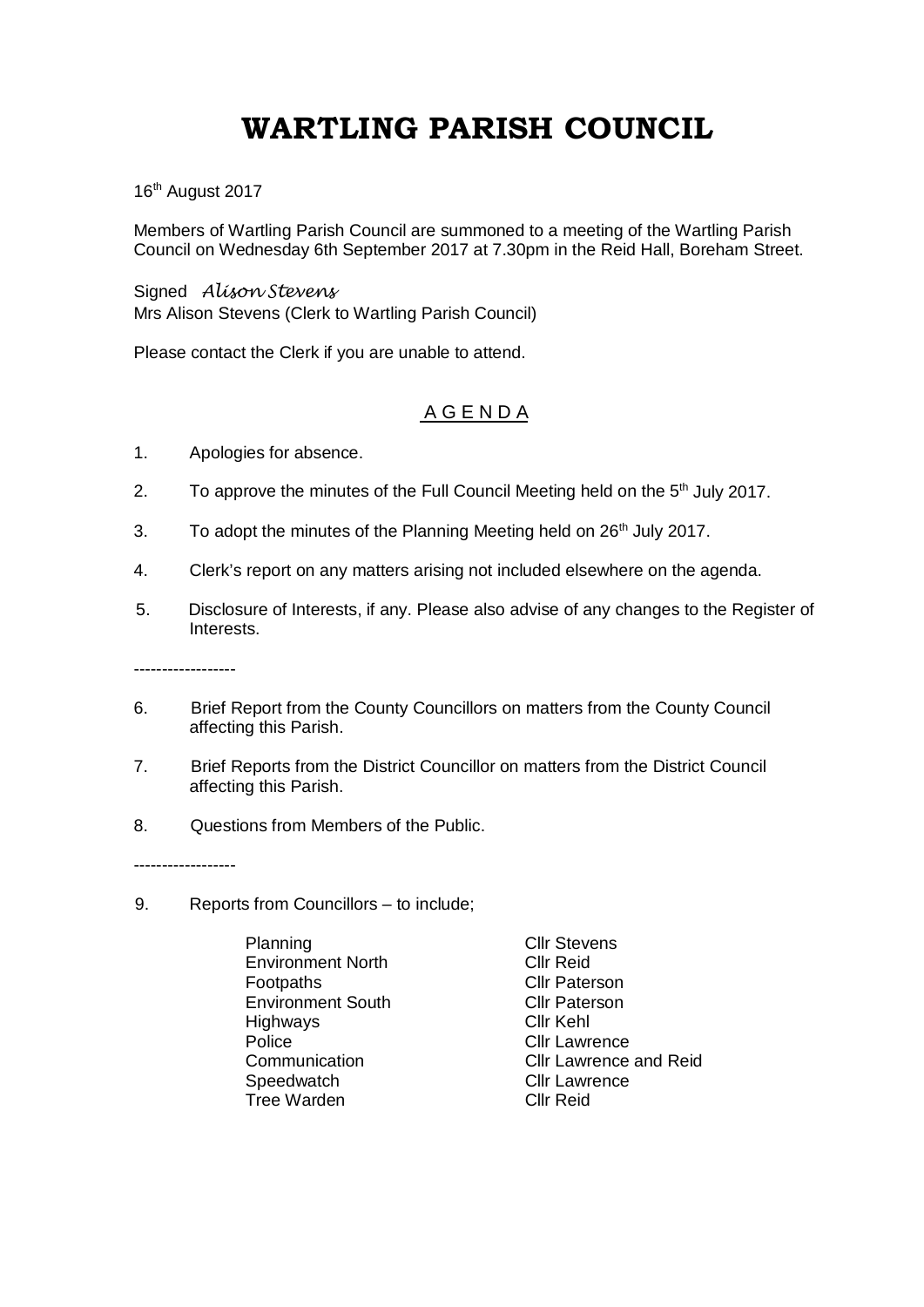# WARTLING PARISH COUNCIL

16th August 2017

Members of Wartling Parish Council are summoned to a meeting of the Wartling Parish Council on Wednesday 6th September 2017 at 7.30pm in the Reid Hall, Boreham Street.

Signed *Alison Stevens*
Mrs Alison Stevens (Clerk to Wartling Parish Council)

Please contact the Clerk if you are unable to attend.

## A G E N D A

1. Apologies for absence.
2. To approve the minutes of the Full Council Meeting held on the 5th July 2017.
3. To adopt the minutes of the Planning Meeting held on 26th July 2017.
4. Clerk's report on any matters arising not included elsewhere on the agenda.
5. Disclosure of Interests, if any. Please also advise of any changes to the Register of Interests.

------------------

6. Brief Report from the County Councillors on matters from the County Council affecting this Parish.
7. Brief Reports from the District Councillor on matters from the District Council affecting this Parish.
8. Questions from Members of the Public.

------------------

9. Reports from Councillors – to include;

| | |
|---|---|
| Planning | Cllr Stevens |
| Environment North | Cllr Reid |
| Footpaths | Cllr Paterson |
| Environment South | Cllr Paterson |
| Highways | Cllr Kehl |
| Police | Cllr Lawrence |
| Communication | Cllr Lawrence and Reid |
| Speedwatch | Cllr Lawrence |
| Tree Warden | Cllr Reid |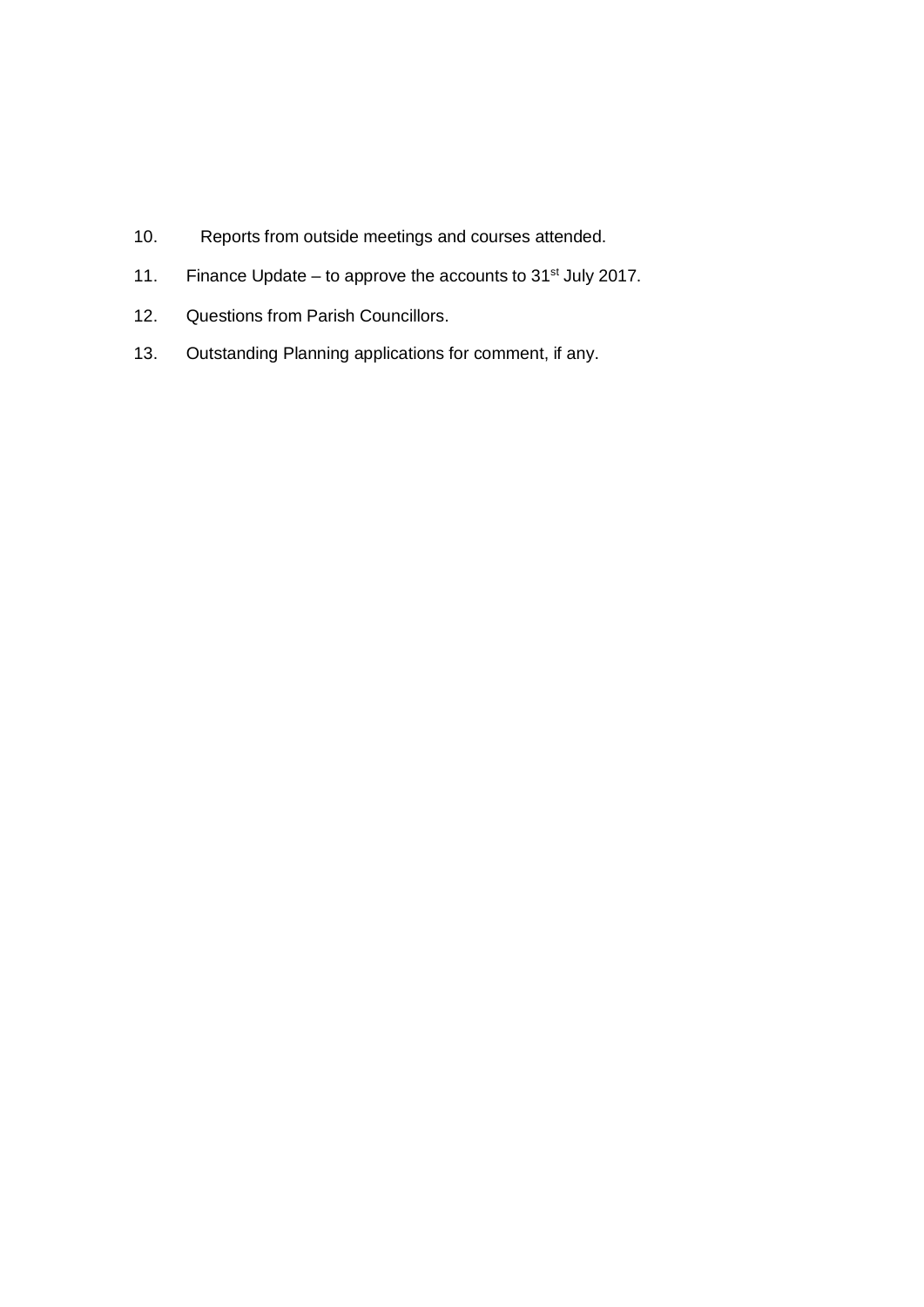10. Reports from outside meetings and courses attended.

11. Finance Update – to approve the accounts to 31st July 2017.

12. Questions from Parish Councillors.

13. Outstanding Planning applications for comment, if any.